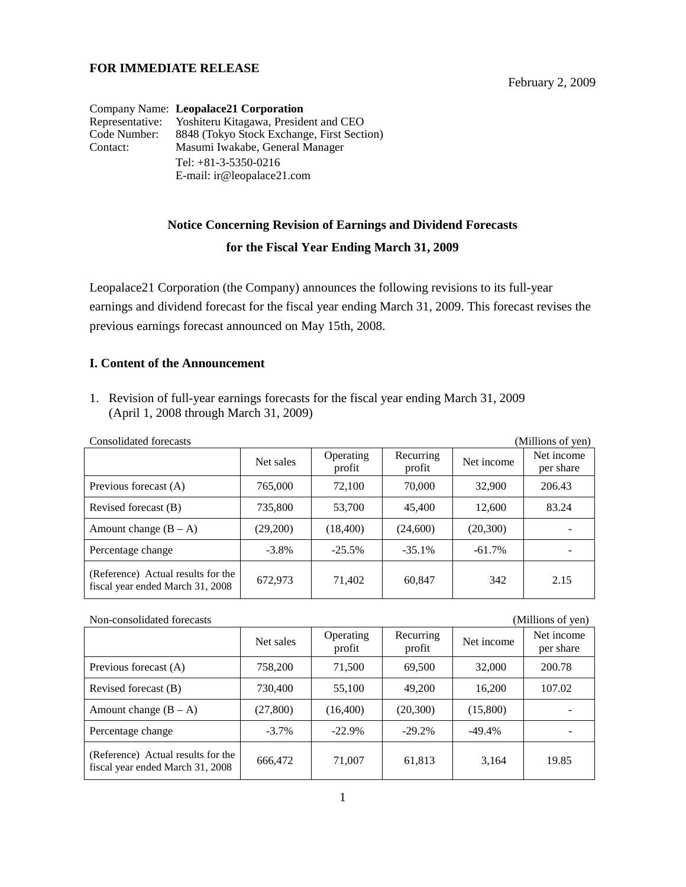**FOR IMMEDIATE RELEASE**

February 2, 2009

Company Name: **Leopalace21 Corporation**
Representative: Yoshiteru Kitagawa, President and CEO
Code Number: 8848 (Tokyo Stock Exchange, First Section)
Contact: Masumi Iwakabe, General Manager
Tel: +81-3-5350-0216
E-mail: ir@leopalace21.com

## Notice Concerning Revision of Earnings and Dividend Forecasts for the Fiscal Year Ending March 31, 2009

Leopalace21 Corporation (the Company) announces the following revisions to its full-year earnings and dividend forecast for the fiscal year ending March 31, 2009. This forecast revises the previous earnings forecast announced on May 15th, 2008.

### I. Content of the Announcement

1. Revision of full-year earnings forecasts for the fiscal year ending March 31, 2009 (April 1, 2008 through March 31, 2009)

Consolidated forecasts (Millions of yen)

| | Net sales | Operating profit | Recurring profit | Net income | Net income per share |
|---|---|---|---|---|---|
| Previous forecast (A) | 765,000 | 72,100 | 70,000 | 32,900 | 206.43 |
| Revised forecast (B) | 735,800 | 53,700 | 45,400 | 12,600 | 83.24 |
| Amount change (B – A) | (29,200) | (18,400) | (24,600) | (20,300) | - |
| Percentage change | -3.8% | -25.5% | -35.1% | -61.7% | - |
| (Reference) Actual results for the fiscal year ended March 31, 2008 | 672,973 | 71,402 | 60,847 | 342 | 2.15 |

Non-consolidated forecasts (Millions of yen)

| | Net sales | Operating profit | Recurring profit | Net income | Net income per share |
|---|---|---|---|---|---|
| Previous forecast (A) | 758,200 | 71,500 | 69,500 | 32,000 | 200.78 |
| Revised forecast (B) | 730,400 | 55,100 | 49,200 | 16,200 | 107.02 |
| Amount change (B – A) | (27,800) | (16,400) | (20,300) | (15,800) | - |
| Percentage change | -3.7% | -22.9% | -29.2% | -49.4% | - |
| (Reference) Actual results for the fiscal year ended March 31, 2008 | 666,472 | 71,007 | 61,813 | 3,164 | 19.85 |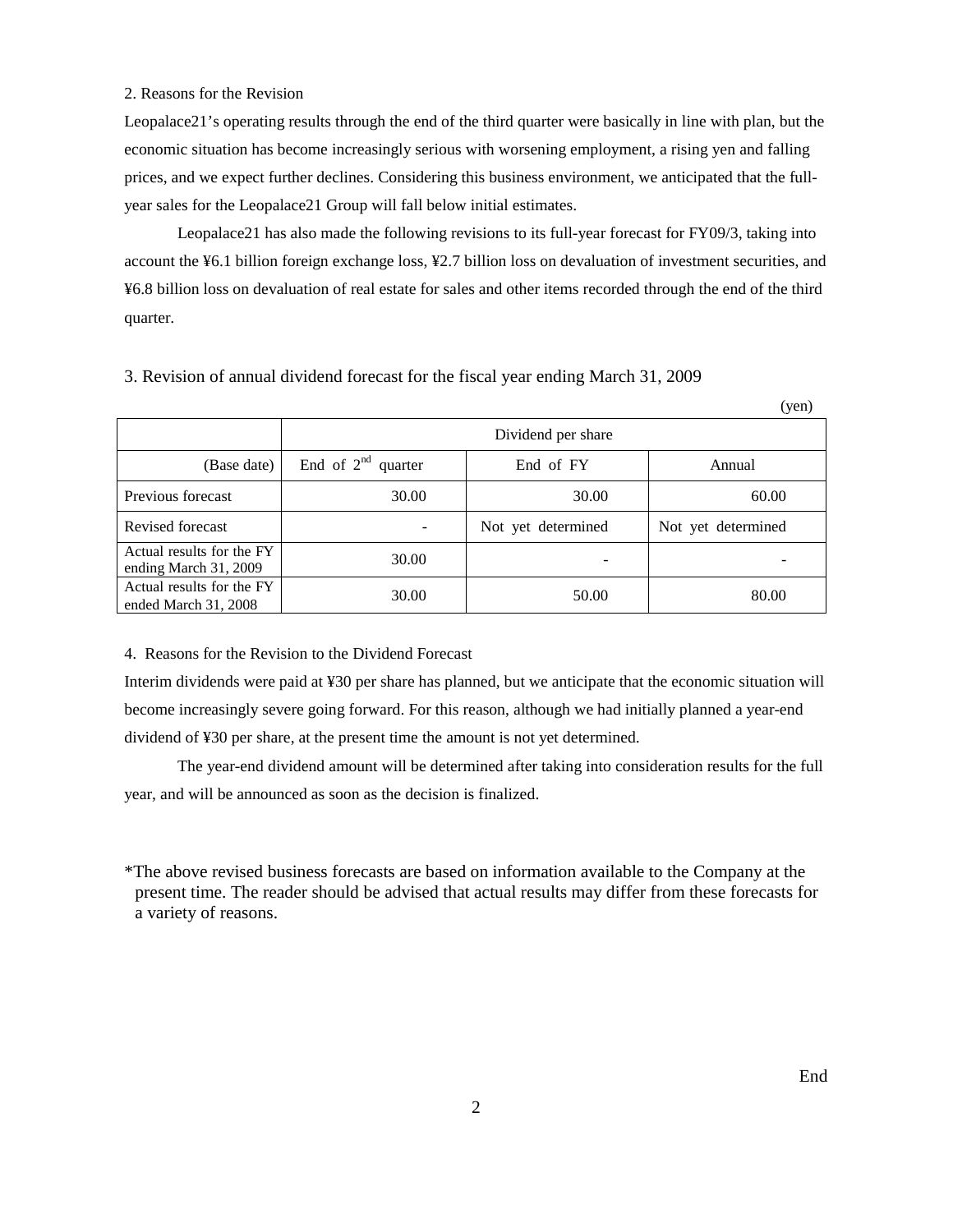2. Reasons for the Revision

Leopalace21's operating results through the end of the third quarter were basically in line with plan, but the economic situation has become increasingly serious with worsening employment, a rising yen and falling prices, and we expect further declines. Considering this business environment, we anticipated that the full-year sales for the Leopalace21 Group will fall below initial estimates.

Leopalace21 has also made the following revisions to its full-year forecast for FY09/3, taking into account the ¥6.1 billion foreign exchange loss, ¥2.7 billion loss on devaluation of investment securities, and ¥6.8 billion loss on devaluation of real estate for sales and other items recorded through the end of the third quarter.

3. Revision of annual dividend forecast for the fiscal year ending March 31, 2009

(yen)

| | Dividend per share | | |
|---|---|---|---|
| (Base date) | End of 2nd quarter | End of FY | Annual |
| Previous forecast | 30.00 | 30.00 | 60.00 |
| Revised forecast | - | Not yet determined | Not yet determined |
| Actual results for the FY ending March 31, 2009 | 30.00 | - | - |
| Actual results for the FY ended March 31, 2008 | 30.00 | 50.00 | 80.00 |

4. Reasons for the Revision to the Dividend Forecast

Interim dividends were paid at ¥30 per share has planned, but we anticipate that the economic situation will become increasingly severe going forward. For this reason, although we had initially planned a year-end dividend of ¥30 per share, at the present time the amount is not yet determined.

The year-end dividend amount will be determined after taking into consideration results for the full year, and will be announced as soon as the decision is finalized.

*The above revised business forecasts are based on information available to the Company at the present time. The reader should be advised that actual results may differ from these forecasts for a variety of reasons.

End